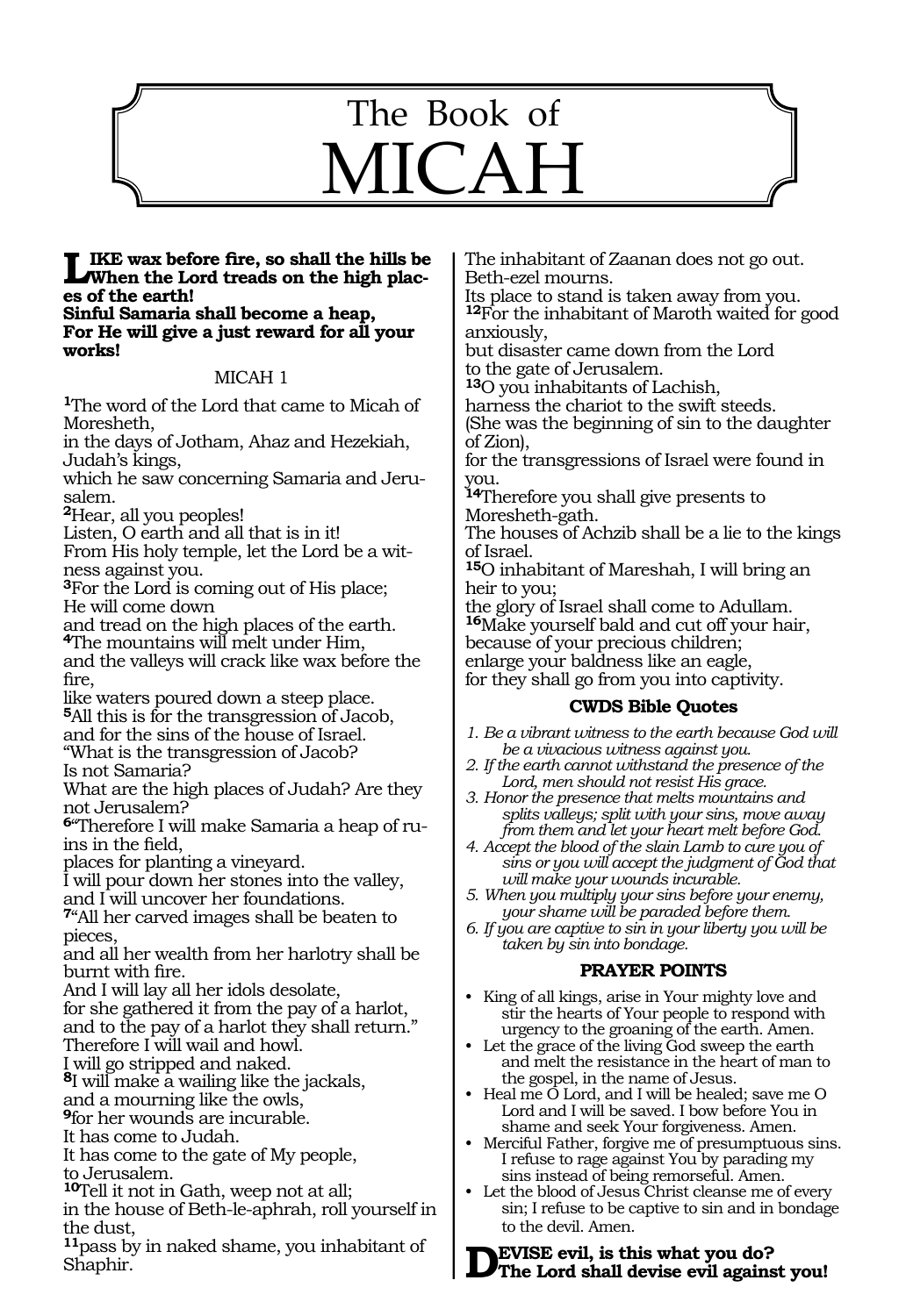# The Book of MICAH

**LIKE wax before fire, so shall the hills be When the Lord treads on the high places of the earth!
Sinful Samaria shall become a heap,
For He will give a just reward for all your works!**

## MICAH 1

[1]The word of the Lord that came to Micah of Moresheth,
in the days of Jotham, Ahaz and Hezekiah, Judah's kings,
which he saw concerning Samaria and Jerusalem.
[2]Hear, all you peoples!
Listen, O earth and all that is in it!
From His holy temple, let the Lord be a witness against you.
[3]For the Lord is coming out of His place;
He will come down
and tread on the high places of the earth.
[4]The mountains will melt under Him,
and the valleys will crack like wax before the fire,
like waters poured down a steep place.
[5]All this is for the transgression of Jacob,
and for the sins of the house of Israel.
"What is the transgression of Jacob?
Is not Samaria?
What are the high places of Judah? Are they not Jerusalem?
[6]"Therefore I will make Samaria a heap of ruins in the field,
places for planting a vineyard.
I will pour down her stones into the valley,
and I will uncover her foundations.
[7]"All her carved images shall be beaten to pieces,
and all her wealth from her harlotry shall be burnt with fire.
And I will lay all her idols desolate,
for she gathered it from the pay of a harlot,
and to the pay of a harlot they shall return."
Therefore I will wail and howl.
I will go stripped and naked.
[8]I will make a wailing like the jackals,
and a mourning like the owls,
[9]for her wounds are incurable.
It has come to Judah.
It has come to the gate of My people,
to Jerusalem.
[10]Tell it not in Gath, weep not at all;
in the house of Beth-le-aphrah, roll yourself in the dust,
[11]pass by in naked shame, you inhabitant of Shaphir.
The inhabitant of Zaanan does not go out.
Beth-ezel mourns.
Its place to stand is taken away from you.
[12]For the inhabitant of Maroth waited for good anxiously,
but disaster came down from the Lord
to the gate of Jerusalem.
[13]O you inhabitants of Lachish,
harness the chariot to the swift steeds.
(She was the beginning of sin to the daughter of Zion),
for the transgressions of Israel were found in you.
[14]Therefore you shall give presents to Moresheth-gath.
The houses of Achzib shall be a lie to the kings of Israel.
[15]O inhabitant of Mareshah, I will bring an heir to you;
the glory of Israel shall come to Adullam.
[16]Make yourself bald and cut off your hair,
because of your precious children;
enlarge your baldness like an eagle,
for they shall go from you into captivity.

### CWDS Bible Quotes

*1. Be a vibrant witness to the earth because God will be a vivacious witness against you.*
*2. If the earth cannot withstand the presence of the Lord, men should not resist His grace.*
*3. Honor the presence that melts mountains and splits valleys; split with your sins, move away from them and let your heart melt before God.*
*4. Accept the blood of the slain Lamb to cure you of sins or you will accept the judgment of God that will make your wounds incurable.*
*5. When you multiply your sins before your enemy, your shame will be paraded before them.*
*6. If you are captive to sin in your liberty you will be taken by sin into bondage.*

### PRAYER POINTS

- King of all kings, arise in Your mighty love and stir the hearts of Your people to respond with urgency to the groaning of the earth. Amen.
- Let the grace of the living God sweep the earth and melt the resistance in the heart of man to the gospel, in the name of Jesus.
- Heal me O Lord, and I will be healed; save me O Lord and I will be saved. I bow before You in shame and seek Your forgiveness. Amen.
- Merciful Father, forgive me of presumptuous sins. I refuse to rage against You by parading my sins instead of being remorseful. Amen.
- Let the blood of Jesus Christ cleanse me of every sin; I refuse to be captive to sin and in bondage to the devil. Amen.

**DEVISE evil, is this what you do?
The Lord shall devise evil against you!**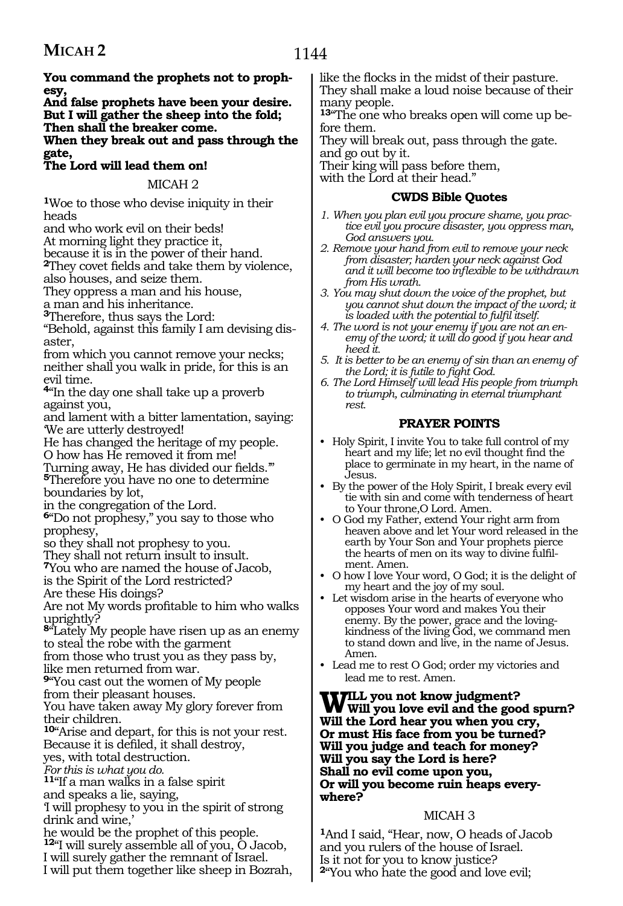**You command the prophets not to prophesy,**
**And false prophets have been your desire.**
**But I will gather the sheep into the fold;**
**Then shall the breaker come.**
**When they break out and pass through the gate,**
**The Lord will lead them on!**

## MICAH 2

**1**Woe to those who devise iniquity in their heads
and who work evil on their beds!
At morning light they practice it,
because it is in the power of their hand.
**2**They covet fields and take them by violence,
also houses, and seize them.
They oppress a man and his house,
a man and his inheritance.
**3**Therefore, thus says the Lord:
"Behold, against this family I am devising disaster,
from which you cannot remove your necks;
neither shall you walk in pride, for this is an evil time.
**4**"In the day one shall take up a proverb against you,
and lament with a bitter lamentation, saying:
'We are utterly destroyed!
He has changed the heritage of my people.
O how has He removed it from me!
Turning away, He has divided our fields.'"
**5**Therefore you have no one to determine boundaries by lot,
in the congregation of the Lord.
**6**"Do not prophesy," you say to those who prophesy,
so they shall not prophesy to you.
They shall not return insult to insult.
**7**You who are named the house of Jacob,
is the Spirit of the Lord restricted?
Are these His doings?
Are not My words profitable to him who walks uprightly?
**8**"Lately My people have risen up as an enemy
to steal the robe with the garment
from those who trust you as they pass by,
like men returned from war.
**9**"You cast out the women of My people
from their pleasant houses.
You have taken away My glory forever from their children.
**10**"Arise and depart, for this is not your rest.
Because it is defiled, it shall destroy,
yes, with total destruction.
*For this is what you do.*
**11**"If a man walks in a false spirit
and speaks a lie, saying,
'I will prophesy to you in the spirit of strong drink and wine,'
he would be the prophet of this people.
**12**"I will surely assemble all of you, O Jacob,
I will surely gather the remnant of Israel.
I will put them together like sheep in Bozrah,
like the flocks in the midst of their pasture.
They shall make a loud noise because of their many people.
**13**"The one who breaks open will come up before them.
They will break out, pass through the gate.
and go out by it.
Their king will pass before them,
with the Lord at their head."

### CWDS Bible Quotes

*1. When you plan evil you procure shame, you practice evil you procure disaster, you oppress man, God answers you.*
*2. Remove your hand from evil to remove your neck from disaster; harden your neck against God and it will become too inflexible to be withdrawn from His wrath.*
*3. You may shut down the voice of the prophet, but you cannot shut down the impact of the word; it is loaded with the potential to fulfil itself.*
*4. The word is not your enemy if you are not an enemy of the word; it will do good if you hear and heed it.*
*5. It is better to be an enemy of sin than an enemy of the Lord; it is futile to fight God.*
*6. The Lord Himself will lead His people from triumph to triumph, culminating in eternal triumphant rest.*

### PRAYER POINTS

- Holy Spirit, I invite You to take full control of my heart and my life; let no evil thought find the place to germinate in my heart, in the name of Jesus.
- By the power of the Holy Spirit, I break every evil tie with sin and come with tenderness of heart to Your throne,O Lord. Amen.
- O God my Father, extend Your right arm from heaven above and let Your word released in the earth by Your Son and Your prophets pierce the hearts of men on its way to divine fulfilment. Amen.
- O how I love Your word, O God; it is the delight of my heart and the joy of my soul.
- Let wisdom arise in the hearts of everyone who opposes Your word and makes You their enemy. By the power, grace and the loving-kindness of the living God, we command men to stand down and live, in the name of Jesus. Amen.
- Lead me to rest O God; order my victories and lead me to rest. Amen.

**Will you not know judgment?**
**Will you love evil and the good spurn?**
**Will the Lord hear you when you cry,**
**Or must His face from you be turned?**
**Will you judge and teach for money?**
**Will you say the Lord is here?**
**Shall no evil come upon you,**
**Or will you become ruin heaps everywhere?**

## MICAH 3

**1**And I said, "Hear, now, O heads of Jacob
and you rulers of the house of Israel.
Is it not for you to know justice?
**2**"You who hate the good and love evil;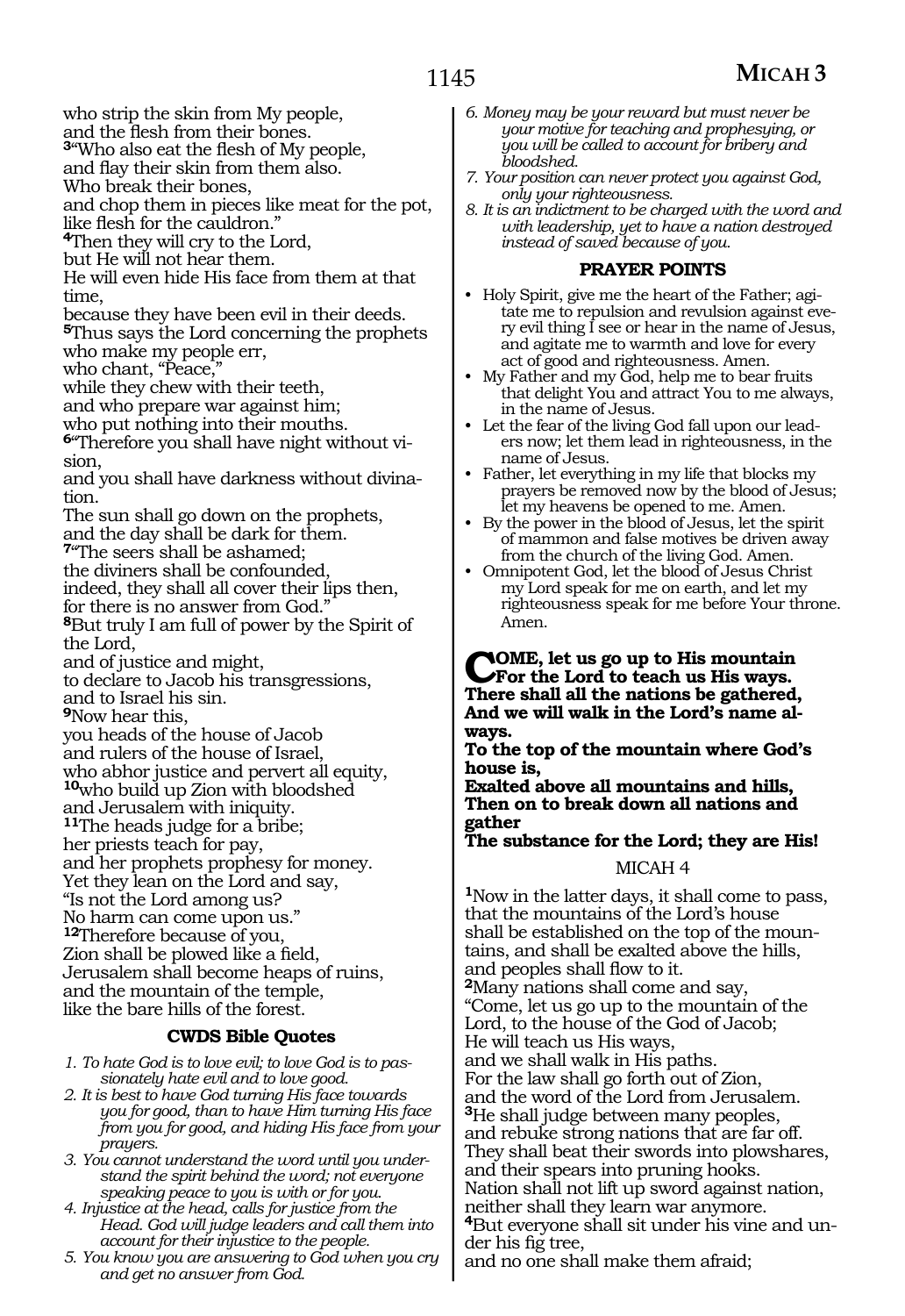who strip the skin from My people,
and the flesh from their bones.
[3]"Who also eat the flesh of My people,
and flay their skin from them also.
Who break their bones,
and chop them in pieces like meat for the pot,
like flesh for the cauldron."
[4]Then they will cry to the Lord,
but He will not hear them.
He will even hide His face from them at that time,
because they have been evil in their deeds.
[5]Thus says the Lord concerning the prophets
who make my people err,
who chant, "Peace,"
while they chew with their teeth,
and who prepare war against him;
who put nothing into their mouths.
[6]"Therefore you shall have night without vision,
and you shall have darkness without divination.
The sun shall go down on the prophets,
and the day shall be dark for them.
[7]"The seers shall be ashamed;
the diviners shall be confounded,
indeed, they shall all cover their lips then,
for there is no answer from God."
[8]But truly I am full of power by the Spirit of the Lord,
and of justice and might,
to declare to Jacob his transgressions,
and to Israel his sin.
[9]Now hear this,
you heads of the house of Jacob
and rulers of the house of Israel,
who abhor justice and pervert all equity,
[10]who build up Zion with bloodshed
and Jerusalem with iniquity.
[11]The heads judge for a bribe;
her priests teach for pay,
and her prophets prophesy for money.
Yet they lean on the Lord and say,
"Is not the Lord among us?
No harm can come upon us."
[12]Therefore because of you,
Zion shall be plowed like a field,
Jerusalem shall become heaps of ruins,
and the mountain of the temple,
like the bare hills of the forest.

### CWDS Bible Quotes

1. *To hate God is to love evil; to love God is to passionately hate evil and to love good.*
2. *It is best to have God turning His face towards you for good, than to have Him turning His face from you for good, and hiding His face from your prayers.*
3. *You cannot understand the word until you understand the spirit behind the word; not everyone speaking peace to you is with or for you.*
4. *Injustice at the head, calls for justice from the Head. God will judge leaders and call them into account for their injustice to the people.*
5. *You know you are answering to God when you cry and get no answer from God.*
6. *Money may be your reward but must never be your motive for teaching and prophesying, or you will be called to account for bribery and bloodshed.*
7. *Your position can never protect you against God, only your righteousness.*
8. *It is an indictment to be charged with the word and with leadership, yet to have a nation destroyed instead of saved because of you.*

### PRAYER POINTS

- Holy Spirit, give me the heart of the Father; agitate me to repulsion and revulsion against every evil thing I see or hear in the name of Jesus, and agitate me to warmth and love for every act of good and righteousness. Amen.
- My Father and my God, help me to bear fruits that delight You and attract You to me always, in the name of Jesus.
- Let the fear of the living God fall upon our leaders now; let them lead in righteousness, in the name of Jesus.
- Father, let everything in my life that blocks my prayers be removed now by the blood of Jesus; let my heavens be opened to me. Amen.
- By the power in the blood of Jesus, let the spirit of mammon and false motives be driven away from the church of the living God. Amen.
- Omnipotent God, let the blood of Jesus Christ my Lord speak for me on earth, and let my righteousness speak for me before Your throne. Amen.

**COME, let us go up to His mountain
For the Lord to teach us His ways.
There shall all the nations be gathered,
And we will walk in the Lord's name always.
To the top of the mountain where God's house is,
Exalted above all mountains and hills,
Then on to break down all nations and gather
The substance for the Lord; they are His!**

## MICAH 4

[1]Now in the latter days, it shall come to pass,
that the mountains of the Lord's house
shall be established on the top of the mountains, and shall be exalted above the hills,
and peoples shall flow to it.
[2]Many nations shall come and say,
"Come, let us go up to the mountain of the Lord, to the house of the God of Jacob;
He will teach us His ways,
and we shall walk in His paths.
For the law shall go forth out of Zion,
and the word of the Lord from Jerusalem.
[3]He shall judge between many peoples,
and rebuke strong nations that are far off.
They shall beat their swords into plowshares,
and their spears into pruning hooks.
Nation shall not lift up sword against nation,
neither shall they learn war anymore.
[4]But everyone shall sit under his vine and under his fig tree,
and no one shall make them afraid;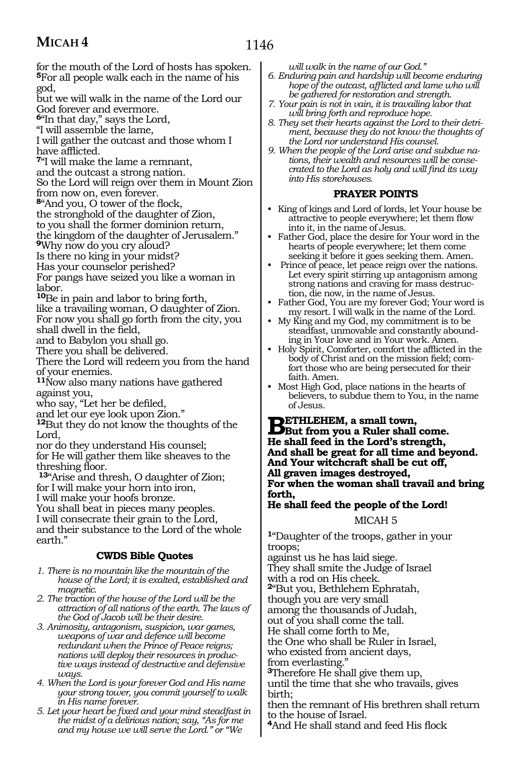for the mouth of the Lord of hosts has spoken.
**5**For all people walk each in the name of his god,
but we will walk in the name of the Lord our God forever and evermore.
**6**"In that day," says the Lord,
"I will assemble the lame,
I will gather the outcast and those whom I have afflicted.
**7**"I will make the lame a remnant,
and the outcast a strong nation.
So the Lord will reign over them in Mount Zion from now on, even forever.
**8**"And you, O tower of the flock,
the stronghold of the daughter of Zion,
to you shall the former dominion return,
the kingdom of the daughter of Jerusalem."
**9**Why now do you cry aloud?
Is there no king in your midst?
Has your counselor perished?
For pangs have seized you like a woman in labor.
**10**Be in pain and labor to bring forth,
like a travailing woman, O daughter of Zion.
For now you shall go forth from the city, you shall dwell in the field,
and to Babylon you shall go.
There you shall be delivered.
There the Lord will redeem you from the hand of your enemies.
**11**Now also many nations have gathered against you,
who say, "Let her be defiled,
and let our eye look upon Zion."
**12**But they do not know the thoughts of the Lord,
nor do they understand His counsel;
for He will gather them like sheaves to the threshing floor.
**13**"Arise and thresh, O daughter of Zion;
for I will make your horn into iron,
I will make your hoofs bronze.
You shall beat in pieces many peoples.
I will consecrate their grain to the Lord,
and their substance to the Lord of the whole earth."

### CWDS Bible Quotes

1. *There is no mountain like the mountain of the house of the Lord; it is exalted, established and magnetic.*
2. *The traction of the house of the Lord will be the attraction of all nations of the earth. The laws of the God of Jacob will be their desire.*
3. *Animosity, antagonism, suspicion, war games, weapons of war and defence will become redundant when the Prince of Peace reigns; nations will deploy their resources in productive ways instead of destructive and defensive ways.*
4. *When the Lord is your forever God and His name your strong tower, you commit yourself to walk in His name forever.*
5. *Let your heart be fixed and your mind steadfast in the midst of a delirious nation; say, "As for me and my house we will serve the Lord." or "We will walk in the name of our God."*
6. *Enduring pain and hardship will become enduring hope of the outcast, afflicted and lame who will be gathered for restoration and strength.*
7. *Your pain is not in vain, it is travailing labor that will bring forth and reproduce hope.*
8. *They set their hearts against the Lord to their detriment, because they do not know the thoughts of the Lord nor understand His counsel.*
9. *When the people of the Lord arise and subdue nations, their wealth and resources will be consecrated to the Lord as holy and will find its way into His storehouses.*

### PRAYER POINTS

- King of kings and Lord of lords, let Your house be attractive to people everywhere; let them flow into it, in the name of Jesus.
- Father God, place the desire for Your word in the hearts of people everywhere; let them come seeking it before it goes seeking them. Amen.
- Prince of peace, let peace reign over the nations. Let every spirit stirring up antagonism among strong nations and craving for mass destruction, die now, in the name of Jesus.
- Father God, You are my forever God; Your word is my resort. I will walk in the name of the Lord.
- My King and my God, my commitment is to be steadfast, unmovable and constantly abounding in Your love and in Your work. Amen.
- Holy Spirit, Comforter, comfort the afflicted in the body of Christ and on the mission field; comfort those who are being persecuted for their faith. Amen.
- Most High God, place nations in the hearts of believers, to subdue them to You, in the name of Jesus.

**BETHLEHEM, a small town,**
**But from you a Ruler shall come.**
**He shall feed in the Lord's strength,**
**And shall be great for all time and beyond.**
**And Your witchcraft shall be cut off,**
**All graven images destroyed,**
**For when the woman shall travail and bring forth,**
**He shall feed the people of the Lord!**

## MICAH 5

**1**"Daughter of the troops, gather in your troops;
against us he has laid siege.
They shall smite the Judge of Israel
with a rod on His cheek.
**2**"But you, Bethlehem Ephratah,
though you are very small
among the thousands of Judah,
out of you shall come the tall.
He shall come forth to Me,
the One who shall be Ruler in Israel,
who existed from ancient days,
from everlasting."
**3**Therefore He shall give them up,
until the time that she who travails, gives birth;
then the remnant of His brethren shall return to the house of Israel.
**4**And He shall stand and feed His flock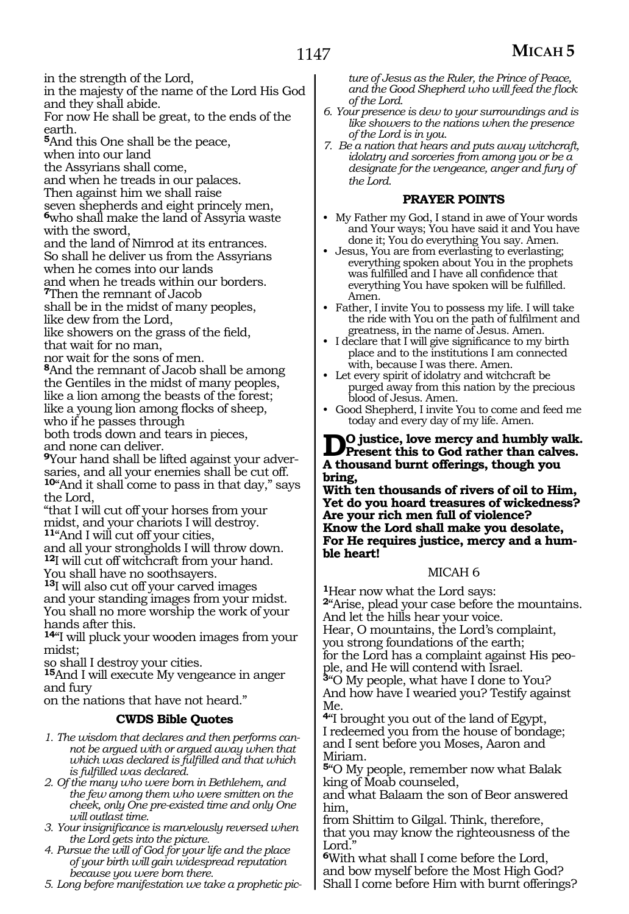in the strength of the Lord,
in the majesty of the name of the Lord His God
and they shall abide.
For now He shall be great, to the ends of the earth.
**5**And this One shall be the peace,
when into our land
the Assyrians shall come,
and when he treads in our palaces.
Then against him we shall raise
seven shepherds and eight princely men,
**6**who shall make the land of Assyria waste with the sword,
and the land of Nimrod at its entrances.
So shall he deliver us from the Assyrians
when he comes into our lands
and when he treads within our borders.
**7**Then the remnant of Jacob
shall be in the midst of many peoples,
like dew from the Lord,
like showers on the grass of the field,
that wait for no man,
nor wait for the sons of men.
**8**And the remnant of Jacob shall be among
the Gentiles in the midst of many peoples,
like a lion among the beasts of the forest;
like a young lion among flocks of sheep,
who if he passes through
both trods down and tears in pieces,
and none can deliver.
**9**Your hand shall be lifted against your adversaries, and all your enemies shall be cut off.
**10**"And it shall come to pass in that day," says the Lord,
"that I will cut off your horses from your midst, and your chariots I will destroy.
**11**"And I will cut off your cities,
and all your strongholds I will throw down.
**12**I will cut off witchcraft from your hand.
You shall have no soothsayers.
**13**I will also cut off your carved images
and your standing images from your midst.
You shall no more worship the work of your hands after this.
**14**"I will pluck your wooden images from your midst;
so shall I destroy your cities.
**15**And I will execute My vengeance in anger and fury
on the nations that have not heard."

### CWDS Bible Quotes

1. *The wisdom that declares and then performs cannot be argued with or argued away when that which was declared is fulfilled and that which is fulfilled was declared.*
2. *Of the many who were born in Bethlehem, and the few among them who were smitten on the cheek, only One pre-existed time and only One will outlast time.*
3. *Your insignificance is marvelously reversed when the Lord gets into the picture.*
4. *Pursue the will of God for your life and the place of your birth will gain widespread reputation because you were born there.*
5. *Long before manifestation we take a prophetic picture of Jesus as the Ruler, the Prince of Peace, and the Good Shepherd who will feed the flock of the Lord.*
6. *Your presence is dew to your surroundings and is like showers to the nations when the presence of the Lord is in you.*
7. *Be a nation that hears and puts away witchcraft, idolatry and sorceries from among you or be a designate for the vengeance, anger and fury of the Lord.*

### PRAYER POINTS

- My Father my God, I stand in awe of Your words and Your ways; You have said it and You have done it; You do everything You say. Amen.
- Jesus, You are from everlasting to everlasting; everything spoken about You in the prophets was fulfilled and I have all confidence that everything You have spoken will be fulfilled. Amen.
- Father, I invite You to possess my life. I will take the ride with You on the path of fulfilment and greatness, in the name of Jesus. Amen.
- I declare that I will give significance to my birth place and to the institutions I am connected with, because I was there. Amen.
- Let every spirit of idolatry and witchcraft be purged away from this nation by the precious blood of Jesus. Amen.
- Good Shepherd, I invite You to come and feed me today and every day of my life. Amen.

**Do justice, love mercy and humbly walk.**
**Present this to God rather than calves.**
**A thousand burnt offerings, though you bring,**
**With ten thousands of rivers of oil to Him,**
**Yet do you hoard treasures of wickedness?**
**Are your rich men full of violence?**
**Know the Lord shall make you desolate,**
**For He requires justice, mercy and a humble heart!**

## MICAH 6

**1**Hear now what the Lord says:
**2**"Arise, plead your case before the mountains.
And let the hills hear your voice.
Hear, O mountains, the Lord's complaint,
you strong foundations of the earth;
for the Lord has a complaint against His people, and He will contend with Israel.
**3**"O My people, what have I done to You?
And how have I wearied you? Testify against Me.
**4**"I brought you out of the land of Egypt,
I redeemed you from the house of bondage;
and I sent before you Moses, Aaron and Miriam.
**5**"O My people, remember now what Balak king of Moab counseled,
and what Balaam the son of Beor answered him,
from Shittim to Gilgal. Think, therefore,
that you may know the righteousness of the Lord."
**6**With what shall I come before the Lord,
and bow myself before the Most High God?
Shall I come before Him with burnt offerings?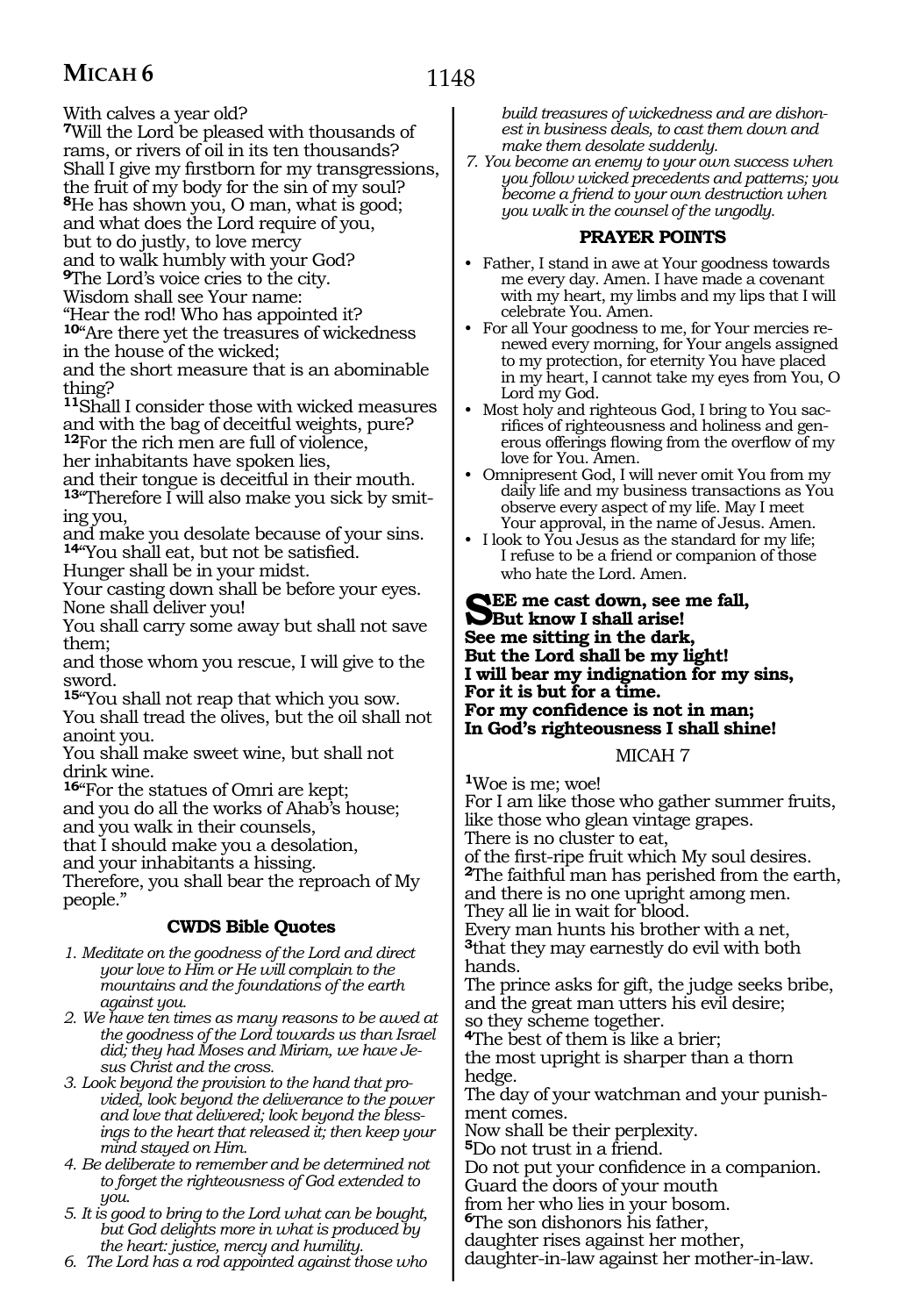With calves a year old?

**7**Will the Lord be pleased with thousands of rams, or rivers of oil in its ten thousands?
Shall I give my firstborn for my transgressions,
the fruit of my body for the sin of my soul?

**8**He has shown you, O man, what is good;
and what does the Lord require of you,
but to do justly, to love mercy
and to walk humbly with your God?

**9**The Lord's voice cries to the city.
Wisdom shall see Your name:
"Hear the rod! Who has appointed it?

**10**"Are there yet the treasures of wickedness
in the house of the wicked;
and the short measure that is an abominable thing?

**11**Shall I consider those with wicked measures and with the bag of deceitful weights, pure?

**12**For the rich men are full of violence,
her inhabitants have spoken lies,
and their tongue is deceitful in their mouth.

**13**"Therefore I will also make you sick by smiting you,
and make you desolate because of your sins.

**14**"You shall eat, but not be satisfied.
Hunger shall be in your midst.
Your casting down shall be before your eyes.
None shall deliver you!
You shall carry some away but shall not save them;
and those whom you rescue, I will give to the sword.

**15**"You shall not reap that which you sow.
You shall tread the olives, but the oil shall not anoint you.
You shall make sweet wine, but shall not drink wine.

**16**"For the statues of Omri are kept;
and you do all the works of Ahab's house;
and you walk in their counsels,
that I should make you a desolation,
and your inhabitants a hissing.
Therefore, you shall bear the reproach of My people."

### CWDS Bible Quotes

1. *Meditate on the goodness of the Lord and direct your love to Him or He will complain to the mountains and the foundations of the earth against you.*
2. *We have ten times as many reasons to be awed at the goodness of the Lord towards us than Israel did; they had Moses and Miriam, we have Jesus Christ and the cross.*
3. *Look beyond the provision to the hand that provided, look beyond the deliverance to the power and love that delivered; look beyond the blessings to the heart that released it; then keep your mind stayed on Him.*
4. *Be deliberate to remember and be determined not to forget the righteousness of God extended to you.*
5. *It is good to bring to the Lord what can be bought, but God delights more in what is produced by the heart: justice, mercy and humility.*
6. *The Lord has a rod appointed against those who build treasures of wickedness and are dishonest in business deals, to cast them down and make them desolate suddenly.*
7. *You become an enemy to your own success when you follow wicked precedents and patterns; you become a friend to your own destruction when you walk in the counsel of the ungodly.*

### PRAYER POINTS

- Father, I stand in awe at Your goodness towards me every day. Amen. I have made a covenant with my heart, my limbs and my lips that I will celebrate You. Amen.
- For all Your goodness to me, for Your mercies renewed every morning, for Your angels assigned to my protection, for eternity You have placed in my heart, I cannot take my eyes from You, O Lord my God.
- Most holy and righteous God, I bring to You sacrifices of righteousness and holiness and generous offerings flowing from the overflow of my love for You. Amen.
- Omnipresent God, I will never omit You from my daily life and my business transactions as You observe every aspect of my life. May I meet Your approval, in the name of Jesus. Amen.
- I look to You Jesus as the standard for my life; I refuse to be a friend or companion of those who hate the Lord. Amen.

**SEE me cast down, see me fall,**
**But know I shall arise!**
**See me sitting in the dark,**
**But the Lord shall be my light!**
**I will bear my indignation for my sins,**
**For it is but for a time.**
**For my confidence is not in man;**
**In God's righteousness I shall shine!**

## MICAH 7

**1**Woe is me; woe!
For I am like those who gather summer fruits,
like those who glean vintage grapes.
There is no cluster to eat,
of the first-ripe fruit which My soul desires.

**2**The faithful man has perished from the earth,
and there is no one upright among men.
They all lie in wait for blood.
Every man hunts his brother with a net,

**3**that they may earnestly do evil with both hands.
The prince asks for gift, the judge seeks bribe,
and the great man utters his evil desire;
so they scheme together.

**4**The best of them is like a brier;
the most upright is sharper than a thorn hedge.
The day of your watchman and your punishment comes.
Now shall be their perplexity.

**5**Do not trust in a friend.
Do not put your confidence in a companion.
Guard the doors of your mouth
from her who lies in your bosom.

**6**The son dishonors his father,
daughter rises against her mother,
daughter-in-law against her mother-in-law.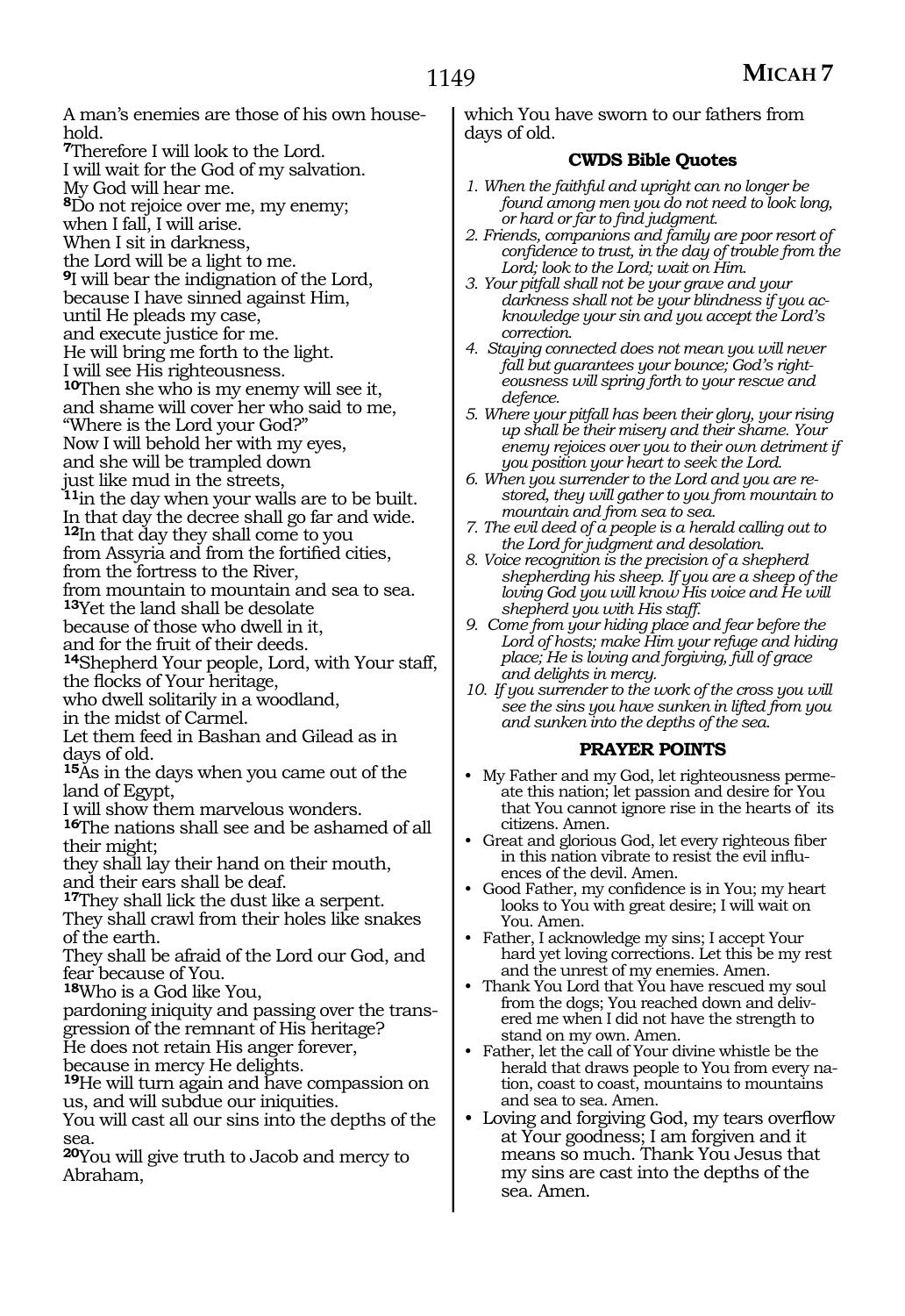A man's enemies are those of his own household.

[7]Therefore I will look to the Lord.
I will wait for the God of my salvation.
My God will hear me.

[8]Do not rejoice over me, my enemy;
when I fall, I will arise.
When I sit in darkness,
the Lord will be a light to me.

[9]I will bear the indignation of the Lord,
because I have sinned against Him,
until He pleads my case,
and execute justice for me.
He will bring me forth to the light.
I will see His righteousness.

[10]Then she who is my enemy will see it,
and shame will cover her who said to me,
"Where is the Lord your God?"
Now I will behold her with my eyes,
and she will be trampled down
just like mud in the streets,

[11]in the day when your walls are to be built.
In that day the decree shall go far and wide.

[12]In that day they shall come to you
from Assyria and from the fortified cities,
from the fortress to the River,
from mountain to mountain and sea to sea.

[13]Yet the land shall be desolate
because of those who dwell in it,
and for the fruit of their deeds.

[14]Shepherd Your people, Lord, with Your staff,
the flocks of Your heritage,
who dwell solitarily in a woodland,
in the midst of Carmel.
Let them feed in Bashan and Gilead as in days of old.

[15]As in the days when you came out of the land of Egypt,
I will show them marvelous wonders.

[16]The nations shall see and be ashamed of all their might;
they shall lay their hand on their mouth,
and their ears shall be deaf.

[17]They shall lick the dust like a serpent.
They shall crawl from their holes like snakes of the earth.
They shall be afraid of the Lord our God, and fear because of You.

[18]Who is a God like You,
pardoning iniquity and passing over the transgression of the remnant of His heritage?
He does not retain His anger forever,
because in mercy He delights.

[19]He will turn again and have compassion on us, and will subdue our iniquities.
You will cast all our sins into the depths of the sea.

[20]You will give truth to Jacob and mercy to Abraham,
which You have sworn to our fathers from days of old.

### CWDS Bible Quotes

1. *When the faithful and upright can no longer be found among men you do not need to look long, or hard or far to find judgment.*
2. *Friends, companions and family are poor resort of confidence to trust, in the day of trouble from the Lord; look to the Lord; wait on Him.*
3. *Your pitfall shall not be your grave and your darkness shall not be your blindness if you acknowledge your sin and you accept the Lord's correction.*
4. *Staying connected does not mean you will never fall but guarantees your bounce; God's righteousness will spring forth to your rescue and defence.*
5. *Where your pitfall has been their glory, your rising up shall be their misery and their shame. Your enemy rejoices over you to their own detriment if you position your heart to seek the Lord.*
6. *When you surrender to the Lord and you are restored, they will gather to you from mountain to mountain and from sea to sea.*
7. *The evil deed of a people is a herald calling out to the Lord for judgment and desolation.*
8. *Voice recognition is the precision of a shepherd shepherding his sheep. If you are a sheep of the loving God you will know His voice and He will shepherd you with His staff.*
9. *Come from your hiding place and fear before the Lord of hosts; make Him your refuge and hiding place; He is loving and forgiving, full of grace and delights in mercy.*
10. *If you surrender to the work of the cross you will see the sins you have sunken in lifted from you and sunken into the depths of the sea.*

### PRAYER POINTS

- My Father and my God, let righteousness permeate this nation; let passion and desire for You that You cannot ignore rise in the hearts of its citizens. Amen.
- Great and glorious God, let every righteous fiber in this nation vibrate to resist the evil influences of the devil. Amen.
- Good Father, my confidence is in You; my heart looks to You with great desire; I will wait on You. Amen.
- Father, I acknowledge my sins; I accept Your hard yet loving corrections. Let this be my rest and the unrest of my enemies. Amen.
- Thank You Lord that You have rescued my soul from the dogs; You reached down and delivered me when I did not have the strength to stand on my own. Amen.
- Father, let the call of Your divine whistle be the herald that draws people to You from every nation, coast to coast, mountains to mountains and sea to sea. Amen.
- Loving and forgiving God, my tears overflow at Your goodness; I am forgiven and it means so much. Thank You Jesus that my sins are cast into the depths of the sea. Amen.